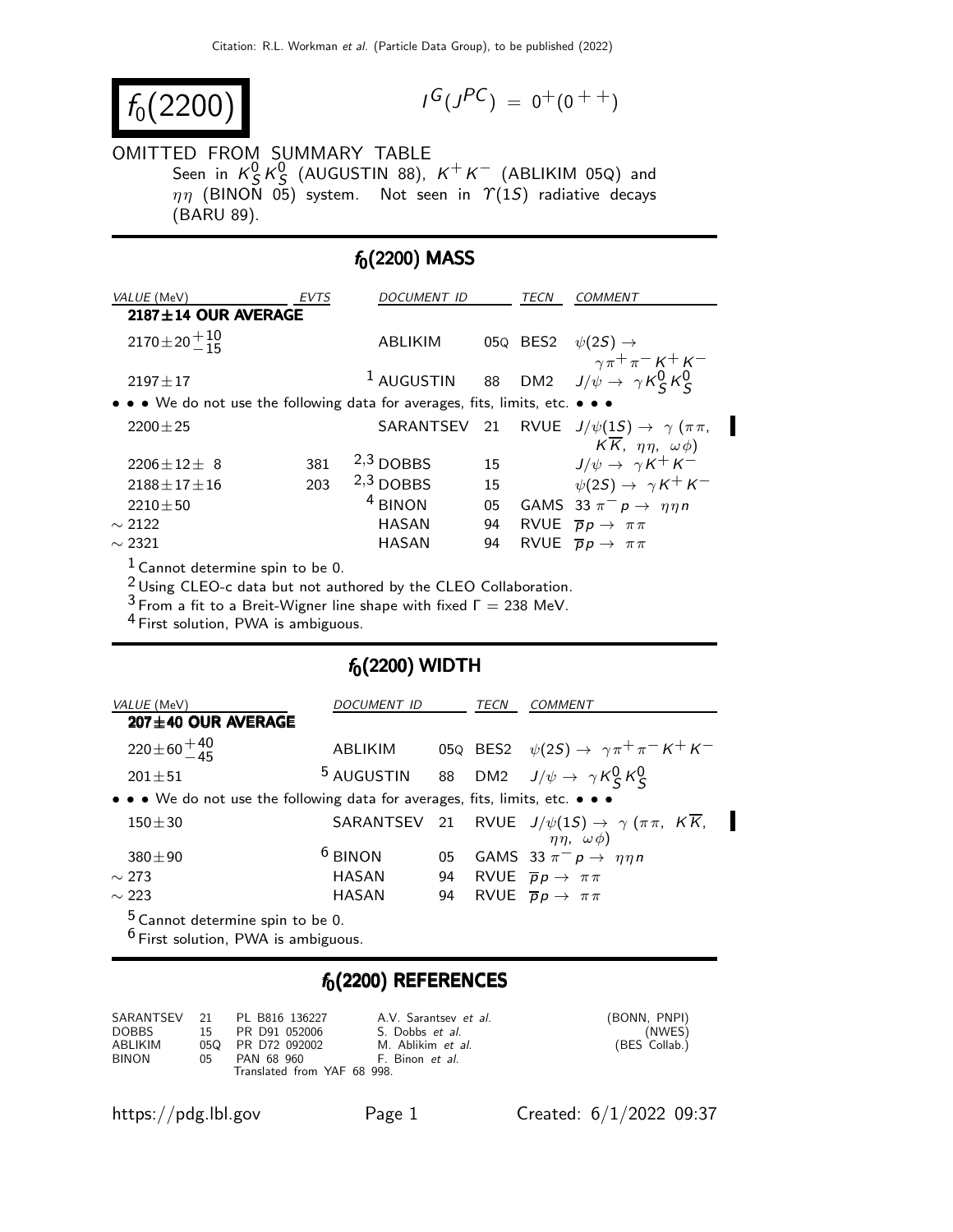Citation: R.L. Workman et al. (Particle Data Group), to be published (2022)

# $f_0(2200)$

$I^G(J^{PC}) = 0^+(0^{++})$

OMITTED FROM SUMMARY TABLE

Seen in $K^0_S K^0_S$ (AUGUSTIN 88), $K^+ K^-$ (ABLIKIM 05Q) and $\eta\eta$ (BINON 05) system. Not seen in $\Upsilon(1S)$ radiative decays (BARU 89).

## $f_0(2200)$ MASS

| VALUE (MeV) | EVTS | DOCUMENT ID | | TECN | COMMENT |
|---|---|---|---|---|---|
| **2187±14 OUR AVERAGE** | | | | | |
| $2170\pm20^{+10}_{-15}$ | | ABLIKIM | 05Q | BES2 | $\psi(2S) \to \gamma\pi^+\pi^- K^+ K^-$ |
| $2197\pm17$ | | [1] AUGUSTIN | 88 | DM2 | $J/\psi \to \gamma K^0_S K^0_S$ |
| • • • We do not use the following data for averages, fits, limits, etc. • • • | | | | | |
| $2200\pm25$ | | SARANTSEV | 21 | RVUE | $J/\psi(1S) \to \gamma(\pi\pi, K\overline{K}, \eta\eta, \omega\phi)$ |
| $2206\pm12\pm\ 8$ | 381 | [2,3] DOBBS | 15 | | $J/\psi \to \gamma K^+ K^-$ |
| $2188\pm17\pm16$ | 203 | [2,3] DOBBS | 15 | | $\psi(2S) \to \gamma K^+ K^-$ |
| $2210\pm50$ | | [4] BINON | 05 | GAMS | $33\ \pi^- p \to \eta\eta n$ |
| $\sim 2122$ | | HASAN | 94 | RVUE | $\overline{p}p \to \pi\pi$ |
| $\sim 2321$ | | HASAN | 94 | RVUE | $\overline{p}p \to \pi\pi$ |

[1] Cannot determine spin to be 0.
[2] Using CLEO-c data but not authored by the CLEO Collaboration.
[3] From a fit to a Breit-Wigner line shape with fixed $\Gamma = 238$ MeV.
[4] First solution, PWA is ambiguous.

## $f_0(2200)$ WIDTH

| VALUE (MeV) | DOCUMENT ID | | TECN | COMMENT |
|---|---|---|---|---|
| **207±40 OUR AVERAGE** | | | | |
| $220\pm60^{+40}_{-45}$ | ABLIKIM | 05Q | BES2 | $\psi(2S) \to \gamma\pi^+\pi^- K^+ K^-$ |
| $201\pm51$ | [5] AUGUSTIN | 88 | DM2 | $J/\psi \to \gamma K^0_S K^0_S$ |
| • • • We do not use the following data for averages, fits, limits, etc. • • • | | | | |
| $150\pm30$ | SARANTSEV | 21 | RVUE | $J/\psi(1S) \to \gamma(\pi\pi, K\overline{K}, \eta\eta, \omega\phi)$ |
| $380\pm90$ | [6] BINON | 05 | GAMS | $33\ \pi^- p \to \eta\eta n$ |
| $\sim 273$ | HASAN | 94 | RVUE | $\overline{p}p \to \pi\pi$ |
| $\sim 223$ | HASAN | 94 | RVUE | $\overline{p}p \to \pi\pi$ |

[5] Cannot determine spin to be 0.
[6] First solution, PWA is ambiguous.

## $f_0(2200)$ REFERENCES

| | | | | |
|---|---|---|---|---|
| SARANTSEV | 21 | PL B816 136227 | A.V. Sarantsev et al. | (BONN, PNPI) |
| DOBBS | 15 | PR D91 052006 | S. Dobbs et al. | (NWES) |
| ABLIKIM | 05Q | PR D72 092002 | M. Ablikim et al. | (BES Collab.) |
| BINON | 05 | PAN 68 960 | F. Binon et al. | |
| | | Translated from YAF 68 998. | | |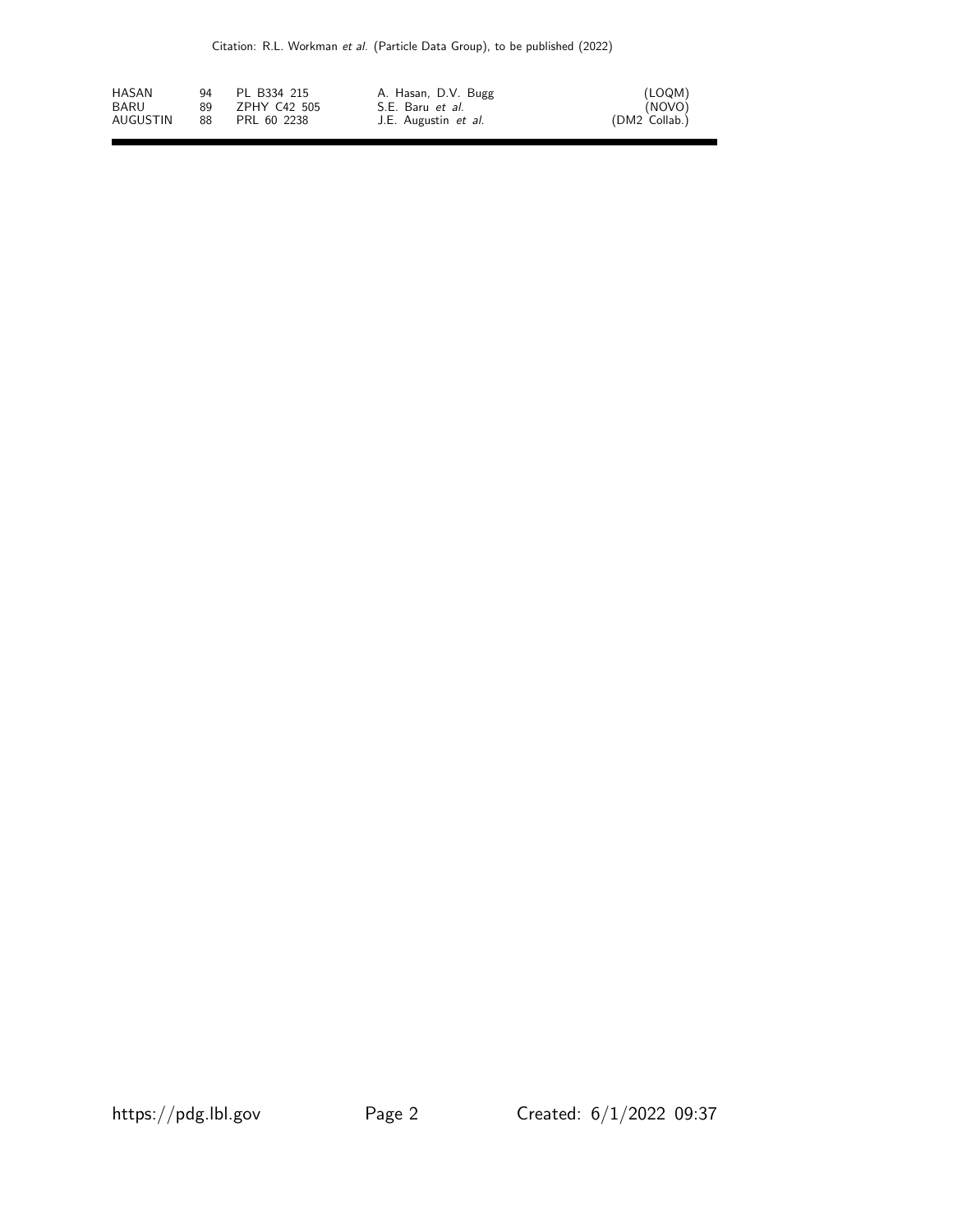| | | | | |
|---|---|---|---|---|
| HASAN | 94 | PL B334 215 | A. Hasan, D.V. Bugg | (LOQM) |
| BARU | 89 | ZPHY C42 505 | S.E. Baru *et al.* | (NOVO) |
| AUGUSTIN | 88 | PRL 60 2238 | J.E. Augustin *et al.* | (DM2 Collab.) |